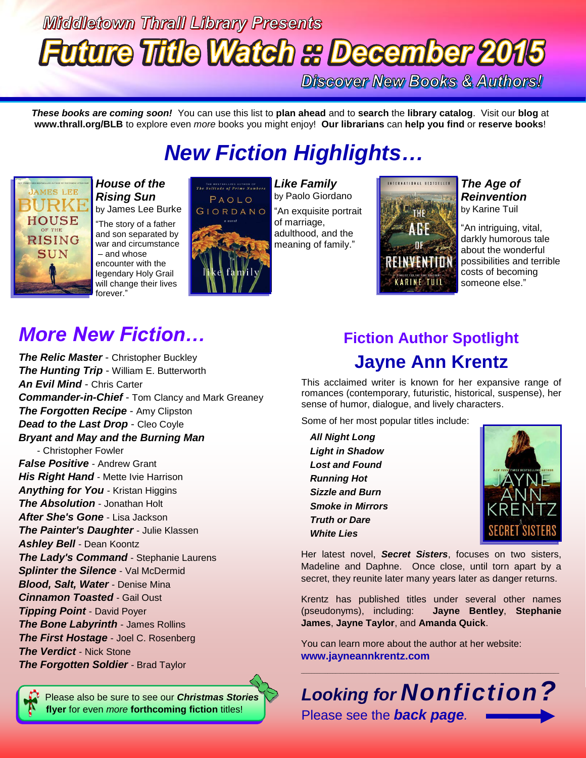Middletown Thrall Library Presents

# Future Title Watch :: December 2015

Discover New Books & Authors!

***These books are coming soon!*** You can use this list to **plan ahead** and to **search** the **library catalog**. Visit our **blog** at **www.thrall.org/BLB** to explore even *more* books you might enjoy! **Our librarians** can **help you find** or **reserve books**!

## *New Fiction Highlights…*

***House of the Rising Sun***
by James Lee Burke
"The story of a father and son separated by war and circumstance – and whose encounter with the legendary Holy Grail will change their lives forever."

***Like Family***
by Paolo Giordano
"An exquisite portrait of marriage, adulthood, and the meaning of family."

***The Age of Reinvention***
by Karine Tuil
"An intriguing, vital, darkly humorous tale about the wonderful possibilities and terrible costs of becoming someone else."

## *More New Fiction…*

***The Relic Master*** - Christopher Buckley
***The Hunting Trip*** - William E. Butterworth
***An Evil Mind*** - Chris Carter
***Commander-in-Chief*** - Tom Clancy and Mark Greaney
***The Forgotten Recipe*** - Amy Clipston
***Dead to the Last Drop*** - Cleo Coyle
***Bryant and May and the Burning Man*** - Christopher Fowler
***False Positive*** - Andrew Grant
***His Right Hand*** - Mette Ivie Harrison
***Anything for You*** - Kristan Higgins
***The Absolution*** - Jonathan Holt
***After She's Gone*** - Lisa Jackson
***The Painter's Daughter*** - Julie Klassen
***Ashley Bell*** - Dean Koontz
***The Lady's Command*** - Stephanie Laurens
***Splinter the Silence*** - Val McDermid
***Blood, Salt, Water*** - Denise Mina
***Cinnamon Toasted*** - Gail Oust
***Tipping Point*** - David Poyer
***The Bone Labyrinth*** - James Rollins
***The First Hostage*** - Joel C. Rosenberg
***The Verdict*** - Nick Stone
***The Forgotten Soldier*** - Brad Taylor

Please also be sure to see our ***Christmas Stories*** **flyer** for even *more* **forthcoming fiction** titles!

## Fiction Author Spotlight

## Jayne Ann Krentz

This acclaimed writer is known for her expansive range of romances (contemporary, futuristic, historical, suspense), her sense of humor, dialogue, and lively characters.

Some of her most popular titles include:

***All Night Long***
***Light in Shadow***
***Lost and Found***
***Running Hot***
***Sizzle and Burn***
***Smoke in Mirrors***
***Truth or Dare***
***White Lies***

Her latest novel, ***Secret Sisters***, focuses on two sisters, Madeline and Daphne. Once close, until torn apart by a secret, they reunite later many years later as danger returns.

Krentz has published titles under several other names (pseudonyms), including: **Jayne Bentley**, **Stephanie James**, **Jayne Taylor**, and **Amanda Quick**.

You can learn more about the author at her website:
**www.jayneannkrentz.com**

***Looking for Nonfiction?***
Please see the ***back page***.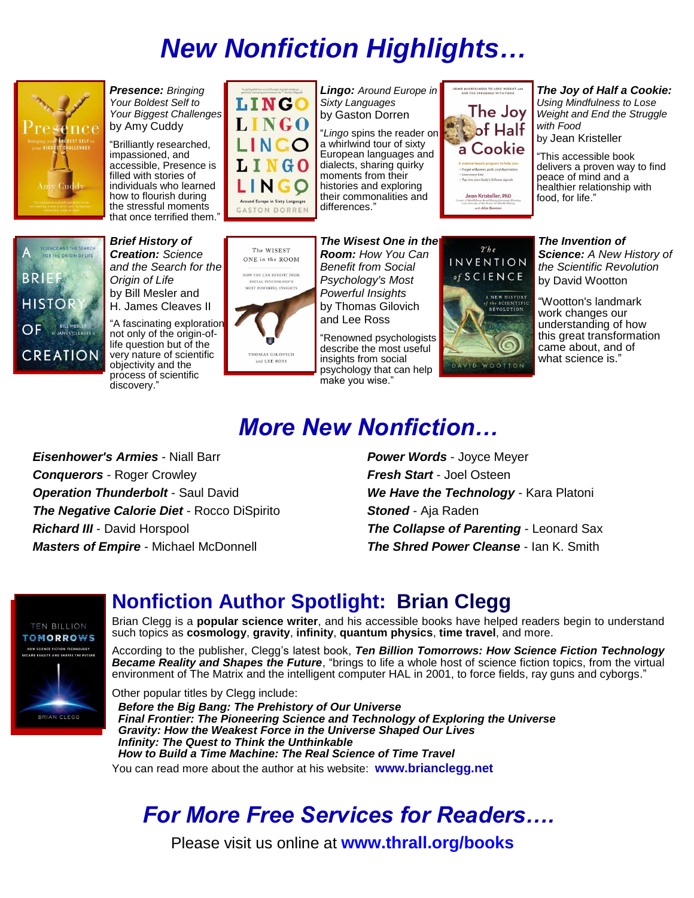# *New Nonfiction Highlights…*

***Presence:** Bringing Your Boldest Self to Your Biggest Challenges*
by Amy Cuddy

"Brilliantly researched, impassioned, and accessible, Presence is filled with stories of individuals who learned how to flourish during the stressful moments that once terrified them."

***Lingo:** Around Europe in Sixty Languages*
by Gaston Dorren

"*Lingo* spins the reader on a whirlwind tour of sixty European languages and dialects, sharing quirky moments from their histories and exploring their commonalities and differences."

***The Joy of Half a Cookie:** Using Mindfulness to Lose Weight and End the Struggle with Food*
by Jean Kristeller

"This accessible book delivers a proven way to find peace of mind and a healthier relationship with food, for life."

***Brief History of Creation:** Science and the Search for the Origin of Life*
by Bill Mesler and H. James Cleaves II

"A fascinating exploration not only of the origin-of-life question but of the very nature of scientific objectivity and the process of scientific discovery."

***The Wisest One in the Room:** How You Can Benefit from Social Psychology's Most Powerful Insights*
by Thomas Gilovich and Lee Ross

"Renowned psychologists describe the most useful insights from social psychology that can help make you wise."

***The Invention of Science:** A New History of the Scientific Revolution*
by David Wootton

"Wootton's landmark work changes our understanding of how this great transformation came about, and of what science is."

# *More New Nonfiction…*

***Eisenhower's Armies*** - Niall Barr
***Conquerors*** - Roger Crowley
***Operation Thunderbolt*** - Saul David
***The Negative Calorie Diet*** - Rocco DiSpirito
***Richard III*** - David Horspool
***Masters of Empire*** - Michael McDonnell
***Power Words*** - Joyce Meyer
***Fresh Start*** - Joel Osteen
***We Have the Technology*** - Kara Platoni
***Stoned*** - Aja Raden
***The Collapse of Parenting*** - Leonard Sax
***The Shred Power Cleanse*** - Ian K. Smith

## Nonfiction Author Spotlight: Brian Clegg

Brian Clegg is a **popular science writer**, and his accessible books have helped readers begin to understand such topics as **cosmology**, **gravity**, **infinity**, **quantum physics**, **time travel**, and more.

According to the publisher, Clegg's latest book, ***Ten Billion Tomorrows: How Science Fiction Technology Became Reality and Shapes the Future***, "brings to life a whole host of science fiction topics, from the virtual environment of The Matrix and the intelligent computer HAL in 2001, to force fields, ray guns and cyborgs."

Other popular titles by Clegg include:

***Before the Big Bang: The Prehistory of Our Universe***
***Final Frontier: The Pioneering Science and Technology of Exploring the Universe***
***Gravity: How the Weakest Force in the Universe Shaped Our Lives***
***Infinity: The Quest to Think the Unthinkable***
***How to Build a Time Machine: The Real Science of Time Travel***

You can read more about the author at his website: **www.brianclegg.net**

# *For More Free Services for Readers….*

Please visit us online at **www.thrall.org/books**